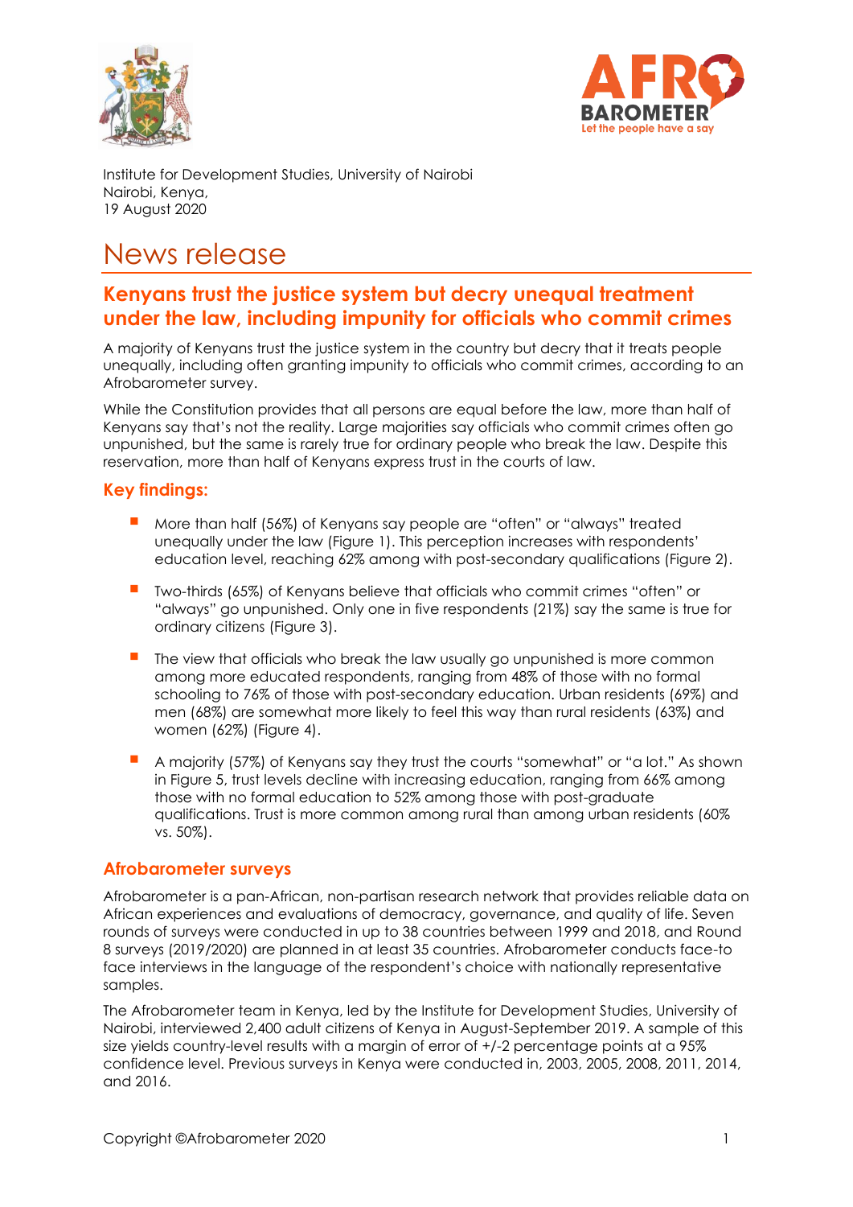Institute for Development Studies, University of Nairobi
Nairobi, Kenya,
19 August 2020

# News release

## Kenyans trust the justice system but decry unequal treatment under the law, including impunity for officials who commit crimes

A majority of Kenyans trust the justice system in the country but decry that it treats people unequally, including often granting impunity to officials who commit crimes, according to an Afrobarometer survey.

While the Constitution provides that all persons are equal before the law, more than half of Kenyans say that's not the reality. Large majorities say officials who commit crimes often go unpunished, but the same is rarely true for ordinary people who break the law. Despite this reservation, more than half of Kenyans express trust in the courts of law.

### Key findings:

- More than half (56%) of Kenyans say people are "often" or "always" treated unequally under the law (Figure 1). This perception increases with respondents' education level, reaching 62% among with post-secondary qualifications (Figure 2).
- Two-thirds (65%) of Kenyans believe that officials who commit crimes "often" or "always" go unpunished. Only one in five respondents (21%) say the same is true for ordinary citizens (Figure 3).
- The view that officials who break the law usually go unpunished is more common among more educated respondents, ranging from 48% of those with no formal schooling to 76% of those with post-secondary education. Urban residents (69%) and men (68%) are somewhat more likely to feel this way than rural residents (63%) and women (62%) (Figure 4).
- A majority (57%) of Kenyans say they trust the courts "somewhat" or "a lot." As shown in Figure 5, trust levels decline with increasing education, ranging from 66% among those with no formal education to 52% among those with post-graduate qualifications. Trust is more common among rural than among urban residents (60% vs. 50%).

### Afrobarometer surveys

Afrobarometer is a pan-African, non-partisan research network that provides reliable data on African experiences and evaluations of democracy, governance, and quality of life. Seven rounds of surveys were conducted in up to 38 countries between 1999 and 2018, and Round 8 surveys (2019/2020) are planned in at least 35 countries. Afrobarometer conducts face-to face interviews in the language of the respondent's choice with nationally representative samples.

The Afrobarometer team in Kenya, led by the Institute for Development Studies, University of Nairobi, interviewed 2,400 adult citizens of Kenya in August-September 2019. A sample of this size yields country-level results with a margin of error of +/-2 percentage points at a 95% confidence level. Previous surveys in Kenya were conducted in, 2003, 2005, 2008, 2011, 2014, and 2016.

Copyright ©Afrobarometer 2020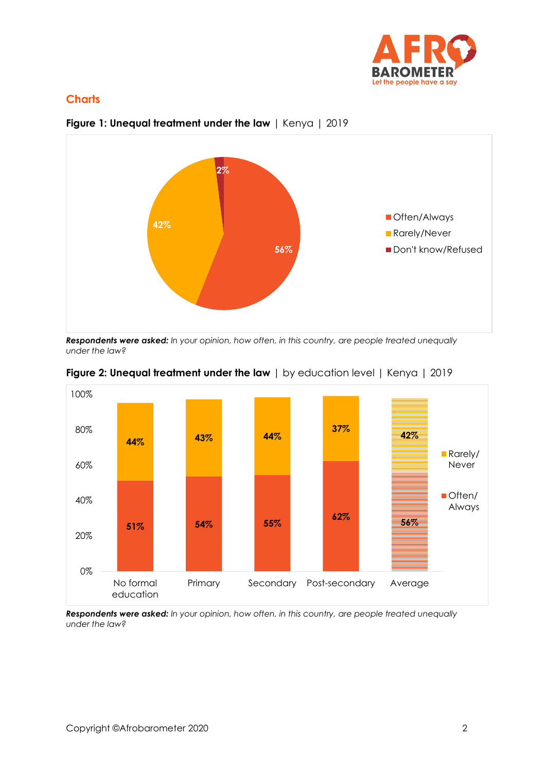## Charts

**Figure 1: Unequal treatment under the law** | Kenya | 2019

| Response | Percentage |
|---|---|
| Often/Always | 56% |
| Rarely/Never | 42% |
| Don't know/Refused | 2% |

***Respondents were asked:*** *In your opinion, how often, in this country, are people treated unequally under the law?*

**Figure 2: Unequal treatment under the law** | by education level | Kenya | 2019

| | No formal education | Primary | Secondary | Post-secondary | Average |
|---|---|---|---|---|---|
| Rarely/Never | 44% | 43% | 44% | 37% | 42% |
| Often/Always | 51% | 54% | 55% | 62% | 56% |

***Respondents were asked:*** *In your opinion, how often, in this country, are people treated unequally under the law?*

Copyright ©Afrobarometer 2020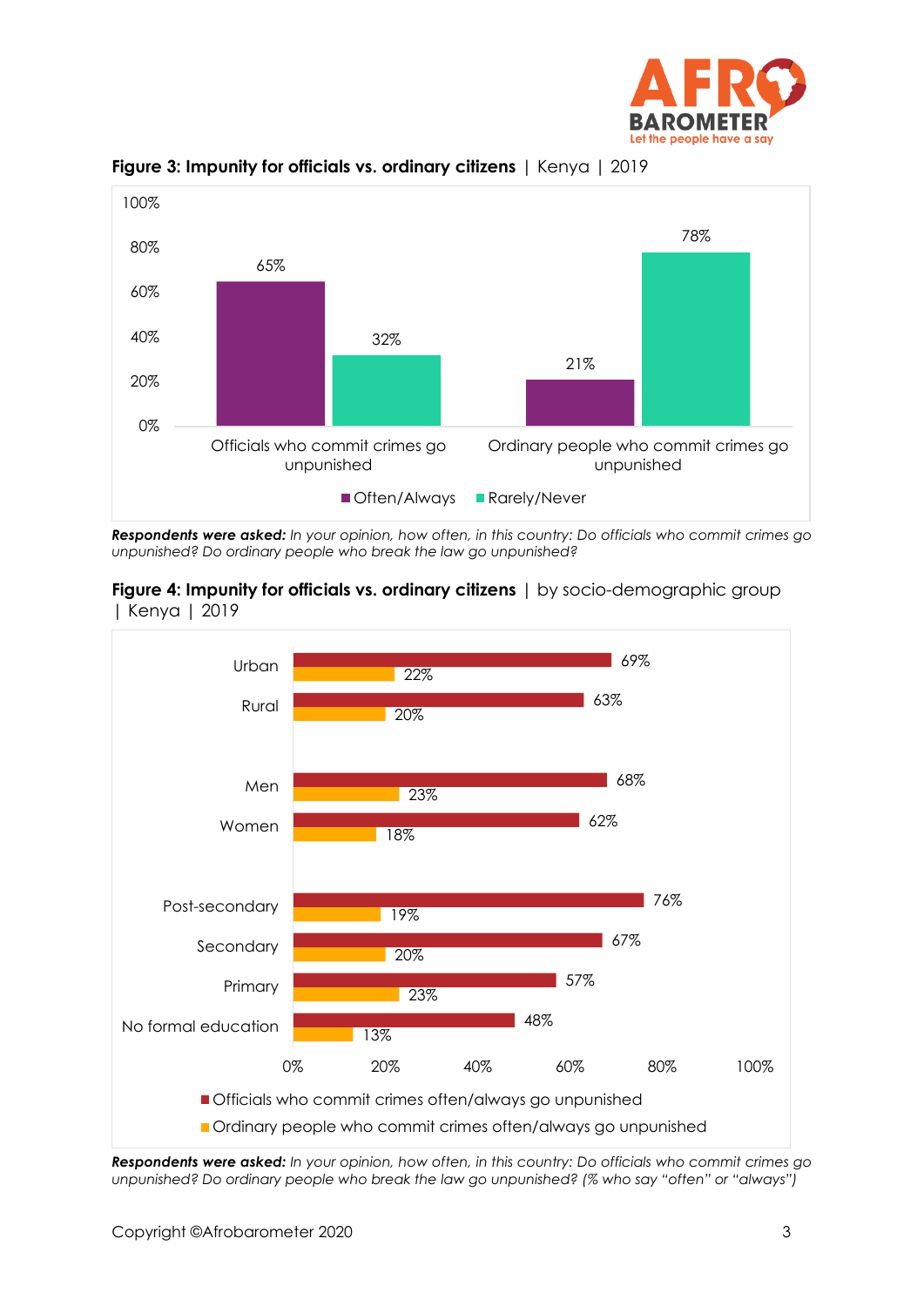**Figure 3: Impunity for officials vs. ordinary citizens** | Kenya | 2019

| | Often/Always | Rarely/Never |
|---|---|---|
| Officials who commit crimes go unpunished | 65% | 32% |
| Ordinary people who commit crimes go unpunished | 21% | 78% |

***Respondents were asked:*** *In your opinion, how often, in this country: Do officials who commit crimes go unpunished? Do ordinary people who break the law go unpunished?*

**Figure 4: Impunity for officials vs. ordinary citizens** | by socio-demographic group | Kenya | 2019

| | Officials who commit crimes often/always go unpunished | Ordinary people who commit crimes often/always go unpunished |
|---|---|---|
| Urban | 69% | 22% |
| Rural | 63% | 20% |
| Men | 68% | 23% |
| Women | 62% | 18% |
| Post-secondary | 76% | 19% |
| Secondary | 67% | 20% |
| Primary | 57% | 23% |
| No formal education | 48% | 13% |

***Respondents were asked:*** *In your opinion, how often, in this country: Do officials who commit crimes go unpunished? Do ordinary people who break the law go unpunished? (% who say "often" or "always")*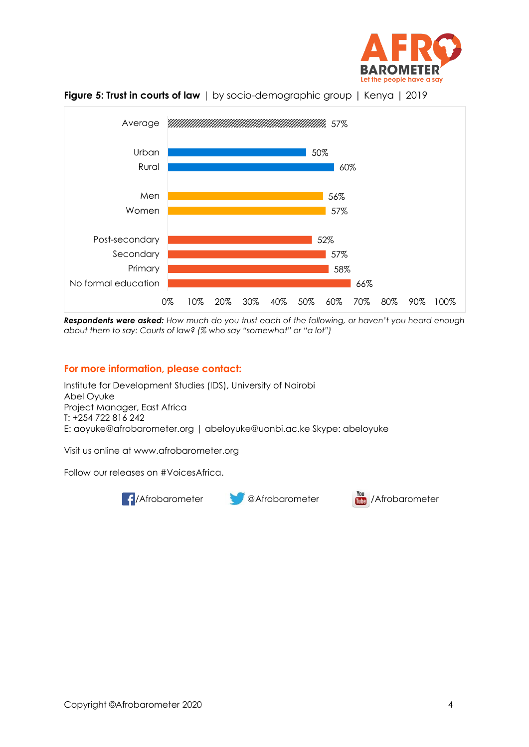**Figure 5: Trust in courts of law** | by socio-demographic group | Kenya | 2019

Average 57%

Urban 50%

Rural 60%

Men 56%

Women 57%

Post-secondary 52%

Secondary 57%

Primary 58%

No formal education 66%

0% 10% 20% 30% 40% 50% 60% 70% 80% 90% 100%

***Respondents were asked:*** *How much do you trust each of the following, or haven't you heard enough about them to say: Courts of law? (% who say "somewhat" or "a lot")*

## For more information, please contact:

Institute for Development Studies (IDS), University of Nairobi
Abel Oyuke
Project Manager, East Africa
T: +254 722 816 242
E: aoyuke@afrobarometer.org | abeloyuke@uonbi.ac.ke Skype: abeloyuke

Visit us online at www.afrobarometer.org

Follow our releases on #VoicesAfrica.

/Afrobarometer @Afrobarometer /Afrobarometer

Copyright ©Afrobarometer 2020